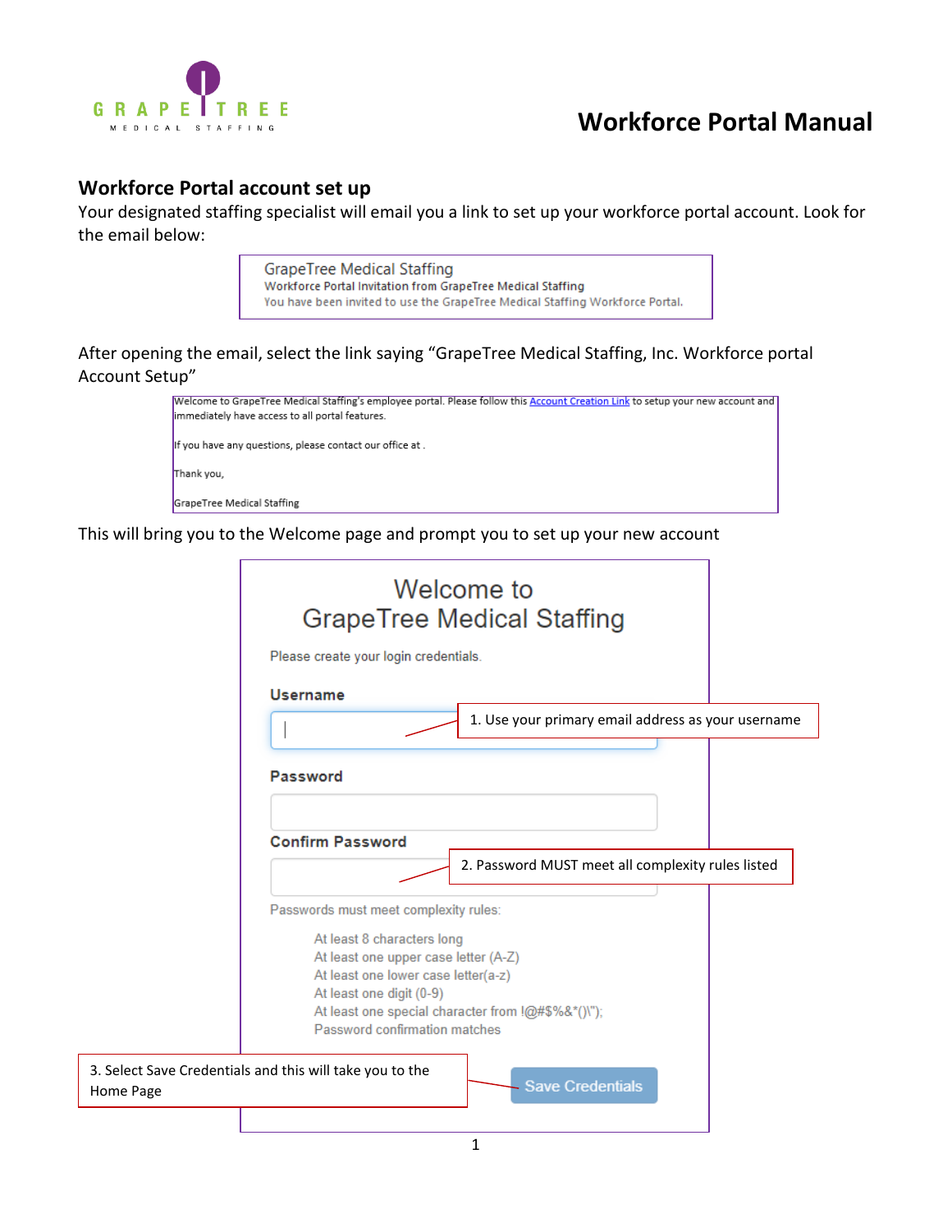GRAPETREE MEDICAL STAFFING

# Workforce Portal Manual

## Workforce Portal account set up

Your designated staffing specialist will email you a link to set up your workforce portal account. Look for the email below:

GrapeTree Medical Staffing
Workforce Portal Invitation from GrapeTree Medical Staffing
You have been invited to use the GrapeTree Medical Staffing Workforce Portal.

After opening the email, select the link saying "GrapeTree Medical Staffing, Inc. Workforce portal Account Setup"

Welcome to GrapeTree Medical Staffing's employee portal. Please follow this Account Creation Link to setup your new account and immediately have access to all portal features.

If you have any questions, please contact our office at .

Thank you,

GrapeTree Medical Staffing

This will bring you to the Welcome page and prompt you to set up your new account

Welcome to
GrapeTree Medical Staffing

Please create your login credentials.

Username

1. Use your primary email address as your username

Password

Confirm Password

2. Password MUST meet all complexity rules listed

Passwords must meet complexity rules:

At least 8 characters long
At least one upper case letter (A-Z)
At least one lower case letter(a-z)
At least one digit (0-9)
At least one special character from !@#$%&*()\");
Password confirmation matches

3. Select Save Credentials and this will take you to the Home Page

Save Credentials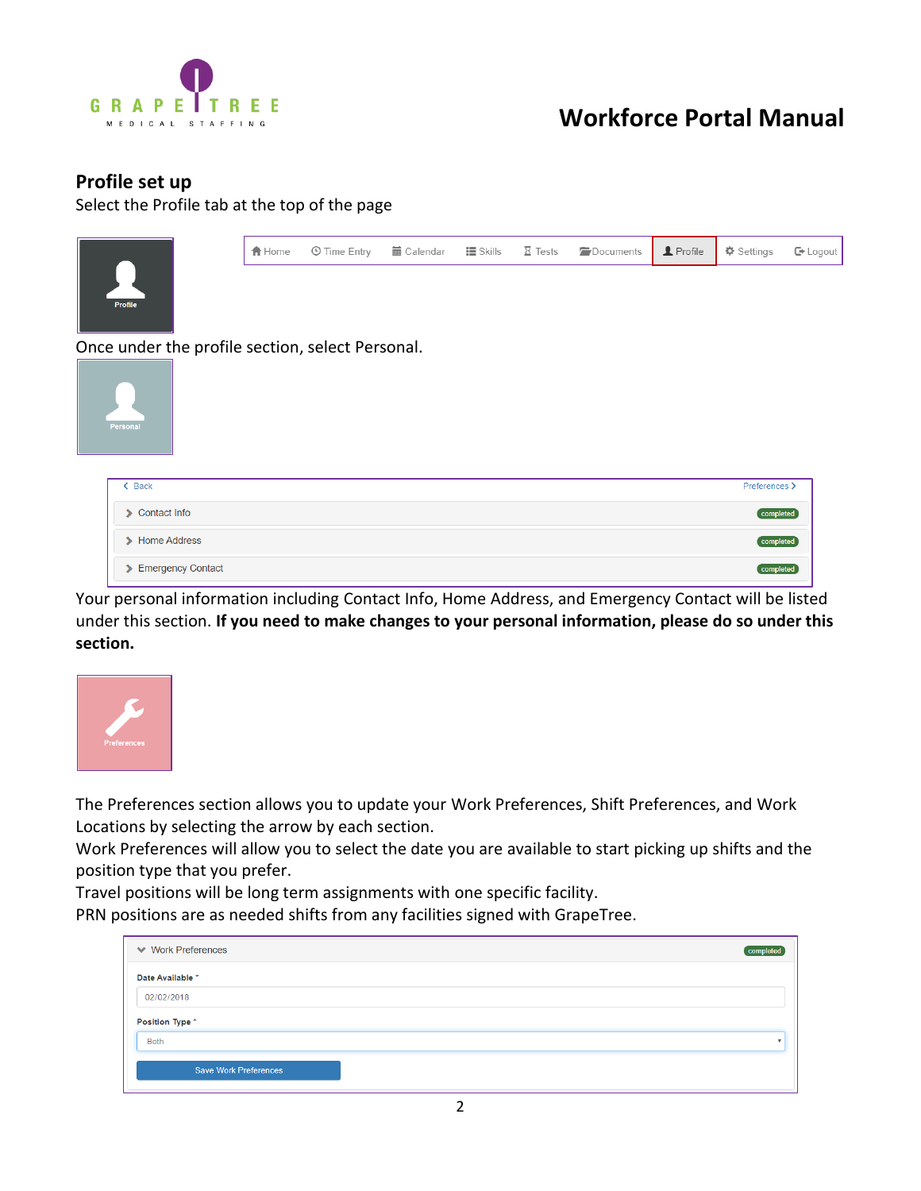## Profile set up

Select the Profile tab at the top of the page

Once under the profile section, select Personal.

Your personal information including Contact Info, Home Address, and Emergency Contact will be listed under this section. **If you need to make changes to your personal information, please do so under this section.**

The Preferences section allows you to update your Work Preferences, Shift Preferences, and Work Locations by selecting the arrow by each section.

Work Preferences will allow you to select the date you are available to start picking up shifts and the position type that you prefer.

Travel positions will be long term assignments with one specific facility.

PRN positions are as needed shifts from any facilities signed with GrapeTree.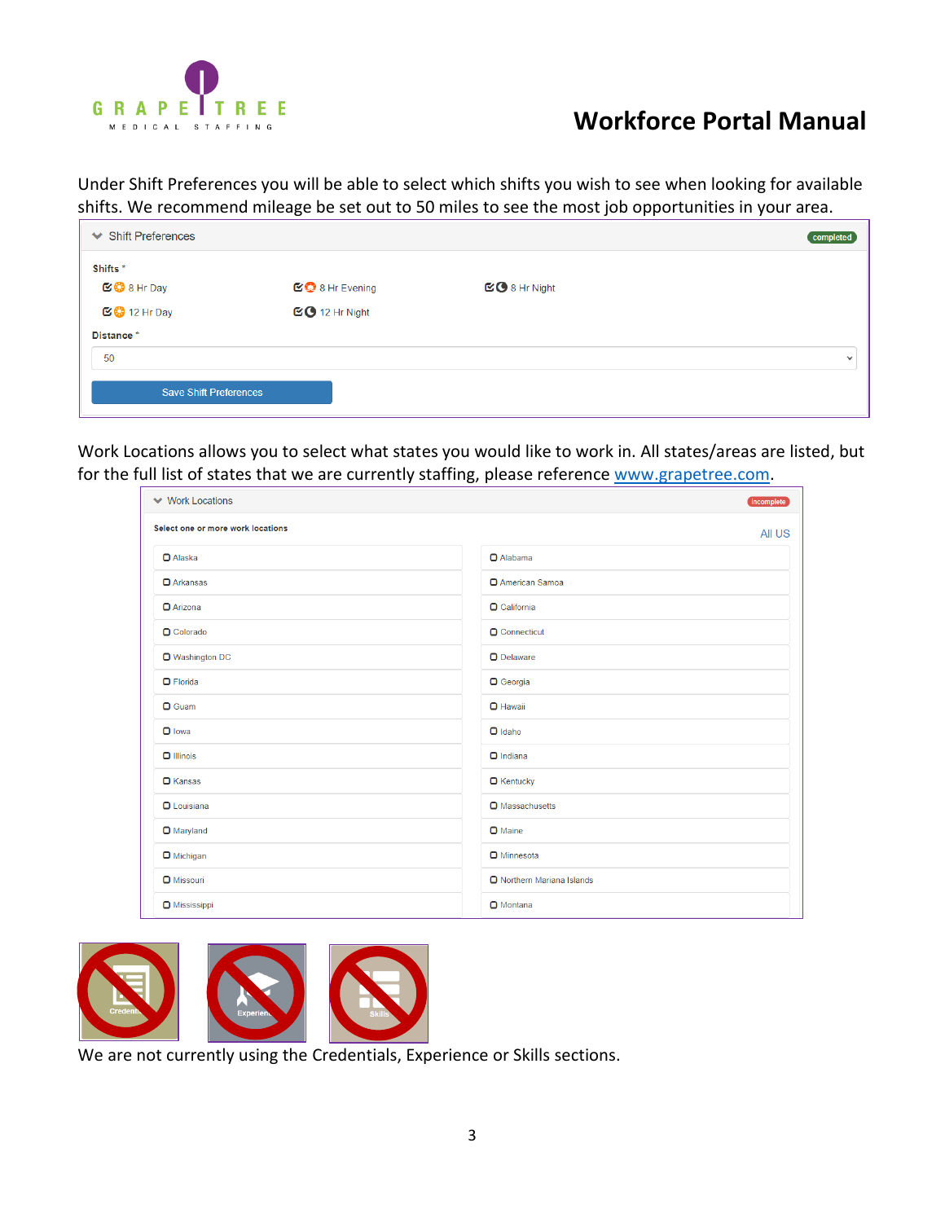Under Shift Preferences you will be able to select which shifts you wish to see when looking for available shifts. We recommend mileage be set out to 50 miles to see the most job opportunities in your area.

Shift Preferences — completed

Shifts *

- 8 Hr Day
- 8 Hr Evening
- 8 Hr Night
- 12 Hr Day
- 12 Hr Night

Distance *

50

Save Shift Preferences

Work Locations allows you to select what states you would like to work in. All states/areas are listed, but for the full list of states that we are currently staffing, please reference www.grapetree.com.

Work Locations — incomplete

Select one or more work locations — All US

| | |
|---|---|
| Alaska | Alabama |
| Arkansas | American Samoa |
| Arizona | California |
| Colorado | Connecticut |
| Washington DC | Delaware |
| Florida | Georgia |
| Guam | Hawaii |
| Iowa | Idaho |
| Illinois | Indiana |
| Kansas | Kentucky |
| Louisiana | Massachusetts |
| Maryland | Maine |
| Michigan | Minnesota |
| Missouri | Northern Mariana Islands |
| Mississippi | Montana |

We are not currently using the Credentials, Experience or Skills sections.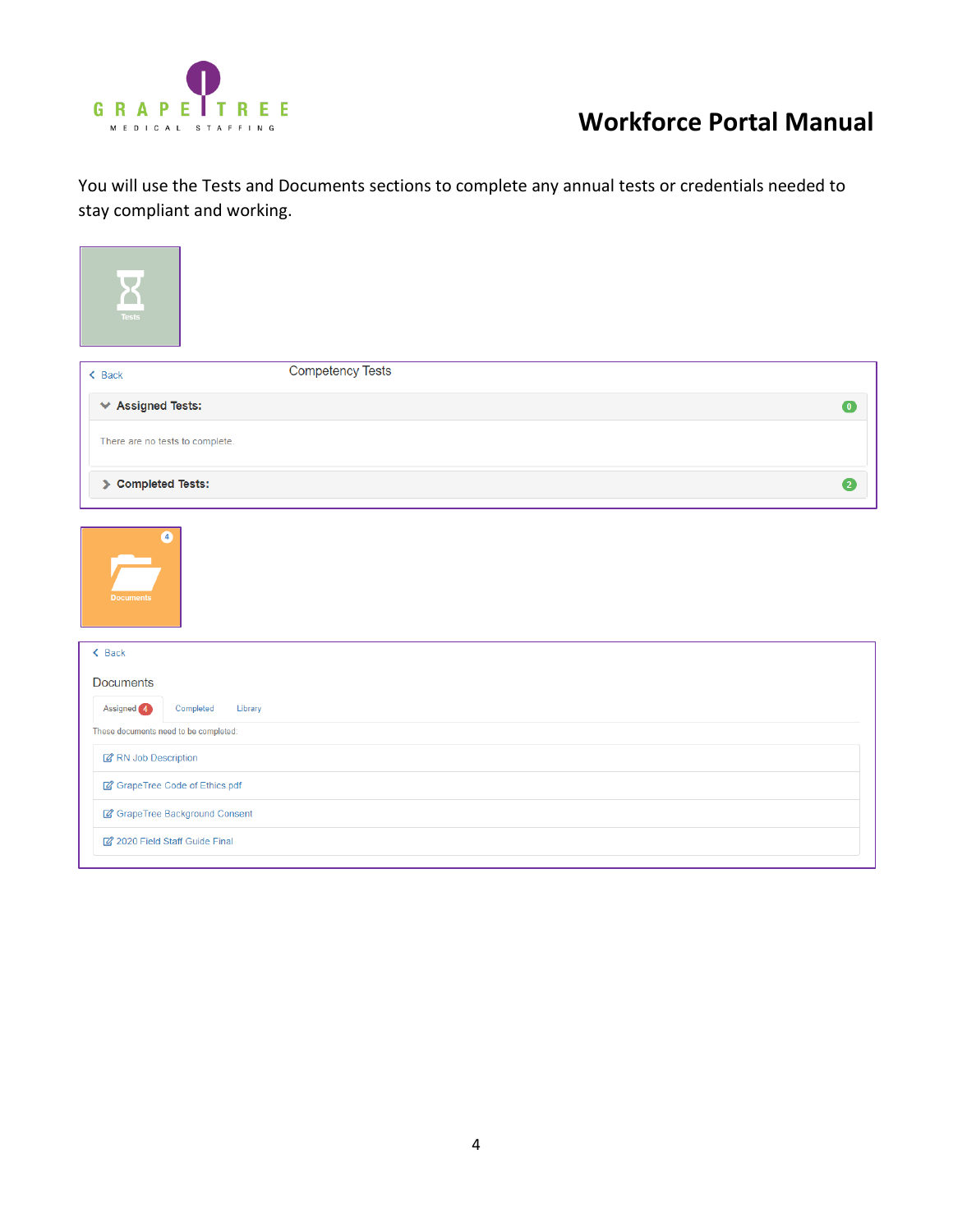You will use the Tests and Documents sections to complete any annual tests or credentials needed to stay compliant and working.

Tests

Back

Competency Tests

**Assigned Tests:** 0

There are no tests to complete.

**Completed Tests:** 2

4

Documents

Back

Documents

Assigned 4 | Completed | Library

These documents need to be completed:

- RN Job Description
- GrapeTree Code of Ethics pdf
- GrapeTree Background Consent
- 2020 Field Staff Guide Final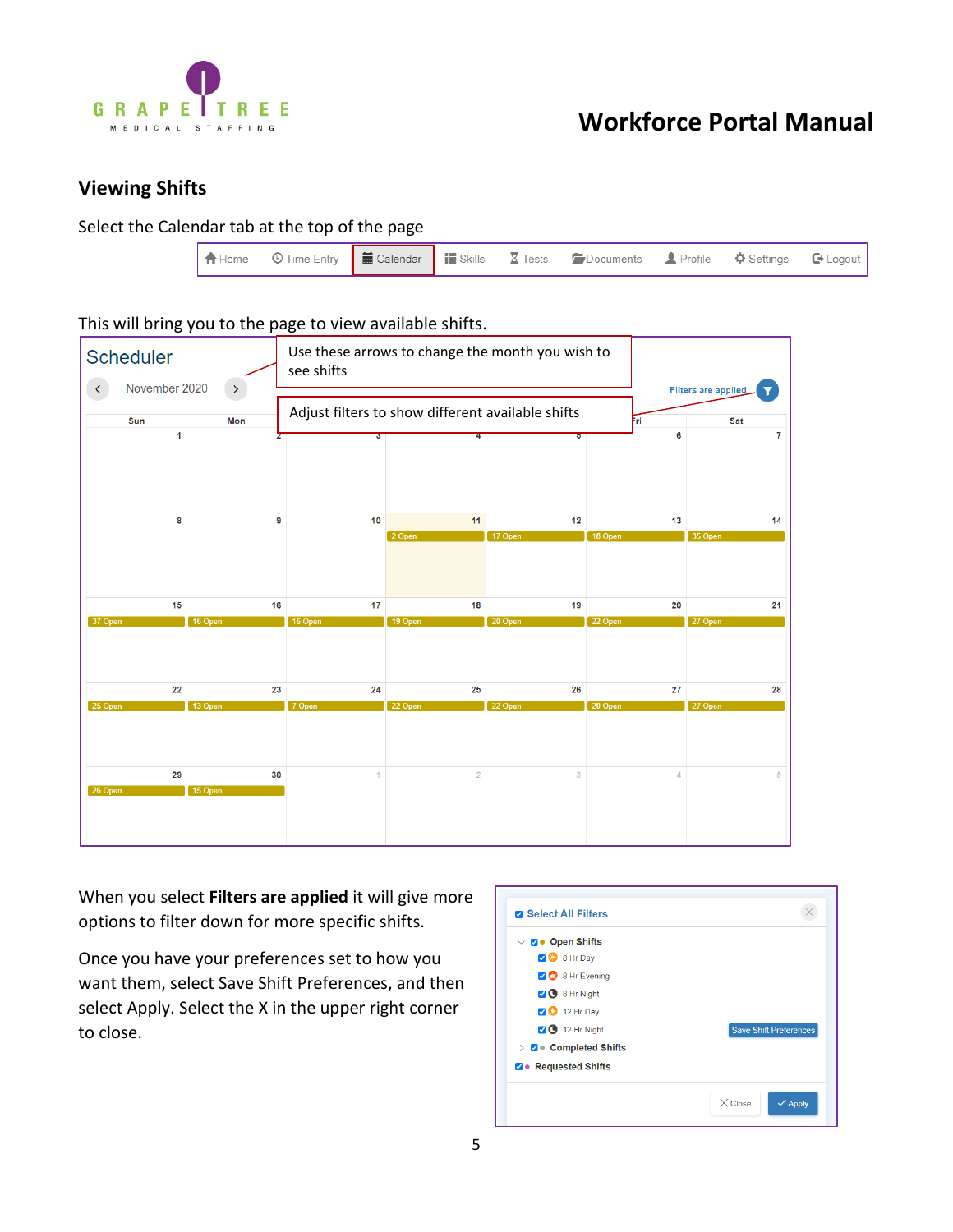## Viewing Shifts

Select the Calendar tab at the top of the page

Home | Time Entry | Calendar | Skills | Tests | Documents | Profile | Settings | Logout

This will bring you to the page to view available shifts.

Scheduler

November 2020

Use these arrows to change the month you wish to see shifts

Adjust filters to show different available shifts

Filters are applied

| Sun | Mon | Tue | Wed | Thu | Fri | Sat |
|---|---|---|---|---|---|---|
| 1 | 2 | 3 | 4 | 5 | 6 | 7 |
| 8 | 9 | 10 | 11 2 Open | 12 17 Open | 13 18 Open | 14 35 Open |
| 15 37 Open | 16 16 Open | 17 16 Open | 18 19 Open | 19 20 Open | 20 22 Open | 21 27 Open |
| 22 25 Open | 23 13 Open | 24 7 Open | 25 22 Open | 26 22 Open | 27 20 Open | 28 27 Open |
| 29 26 Open | 30 15 Open | 1 | 2 | 3 | 4 | 5 |

When you select **Filters are applied** it will give more options to filter down for more specific shifts.

Once you have your preferences set to how you want them, select Save Shift Preferences, and then select Apply. Select the X in the upper right corner to close.

Select All Filters

- Open Shifts
  - 8 Hr Day
  - 8 Hr Evening
  - 8 Hr Night
  - 12 Hr Day
  - 12 Hr Night
- Completed Shifts
- Requested Shifts

Save Shift Preferences

Close | Apply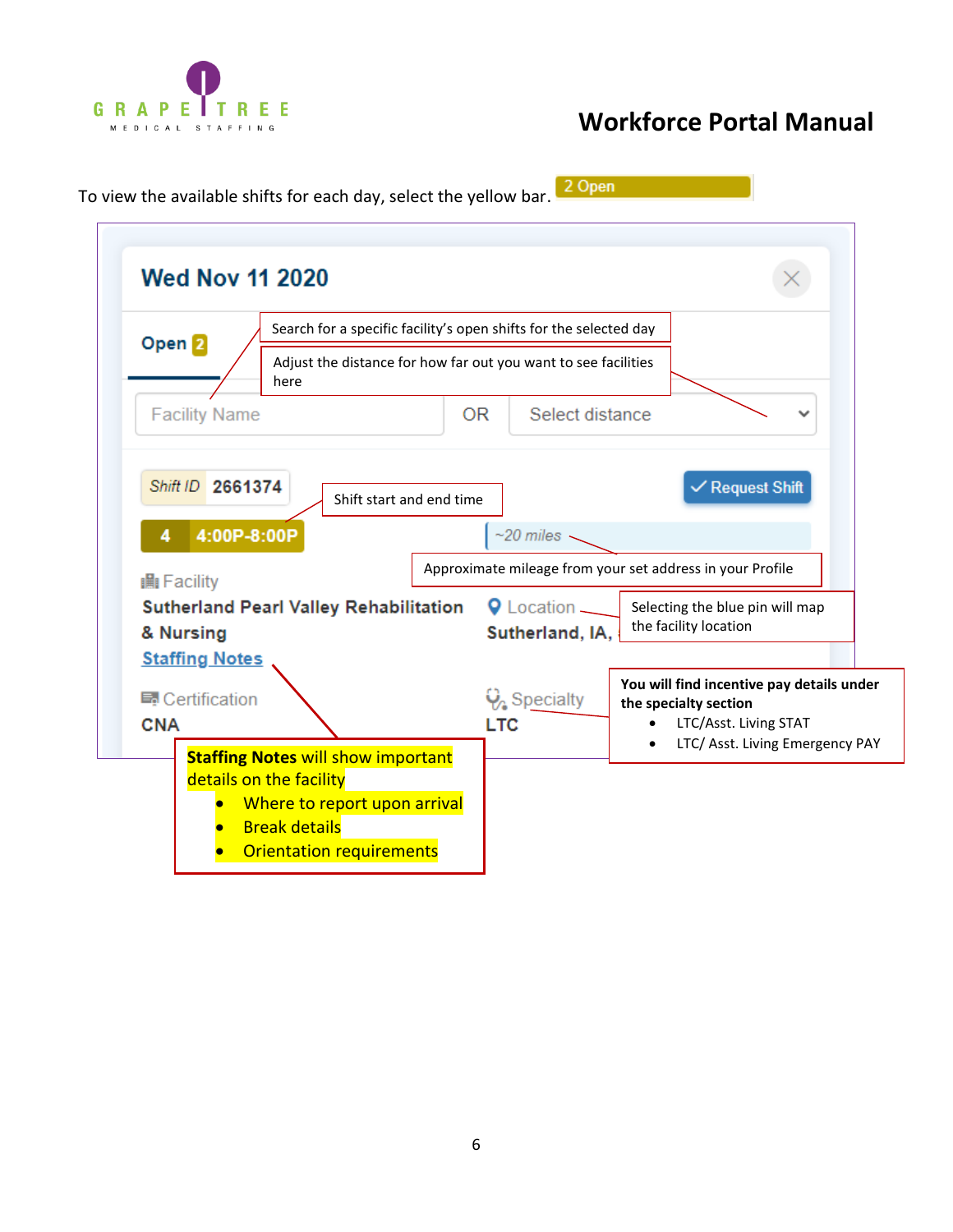To view the available shifts for each day, select the yellow bar. 2 Open

Wed Nov 11 2020

Open 2

Search for a specific facility's open shifts for the selected day

Adjust the distance for how far out you want to see facilities here

Facility Name OR Select distance

Shift ID 2661374

Request Shift

Shift start and end time

4 4:00P-8:00P

~20 miles

Approximate mileage from your set address in your Profile

Facility

Sutherland Pearl Valley Rehabilitation & Nursing

Staffing Notes

Location

Sutherland, IA,

Selecting the blue pin will map the facility location

Certification

CNA

Specialty

LTC

**You will find incentive pay details under the specialty section**

- LTC/Asst. Living STAT
- LTC/ Asst. Living Emergency PAY

**Staffing Notes** will show important details on the facility

- Where to report upon arrival
- Break details
- Orientation requirements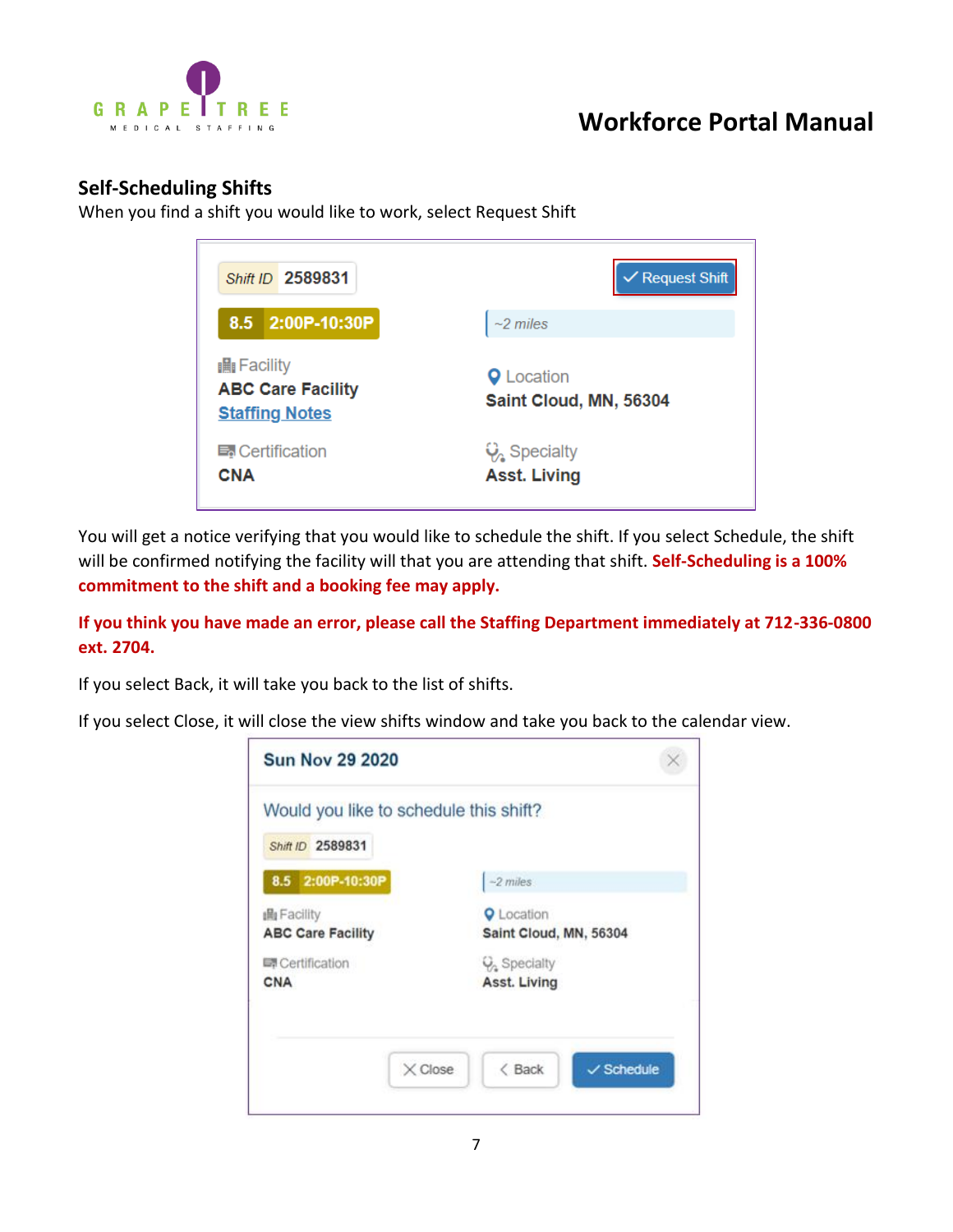## Self-Scheduling Shifts

When you find a shift you would like to work, select Request Shift

You will get a notice verifying that you would like to schedule the shift. If you select Schedule, the shift will be confirmed notifying the facility will that you are attending that shift. **Self-Scheduling is a 100% commitment to the shift and a booking fee may apply.**

**If you think you have made an error, please call the Staffing Department immediately at 712-336-0800 ext. 2704.**

If you select Back, it will take you back to the list of shifts.

If you select Close, it will close the view shifts window and take you back to the calendar view.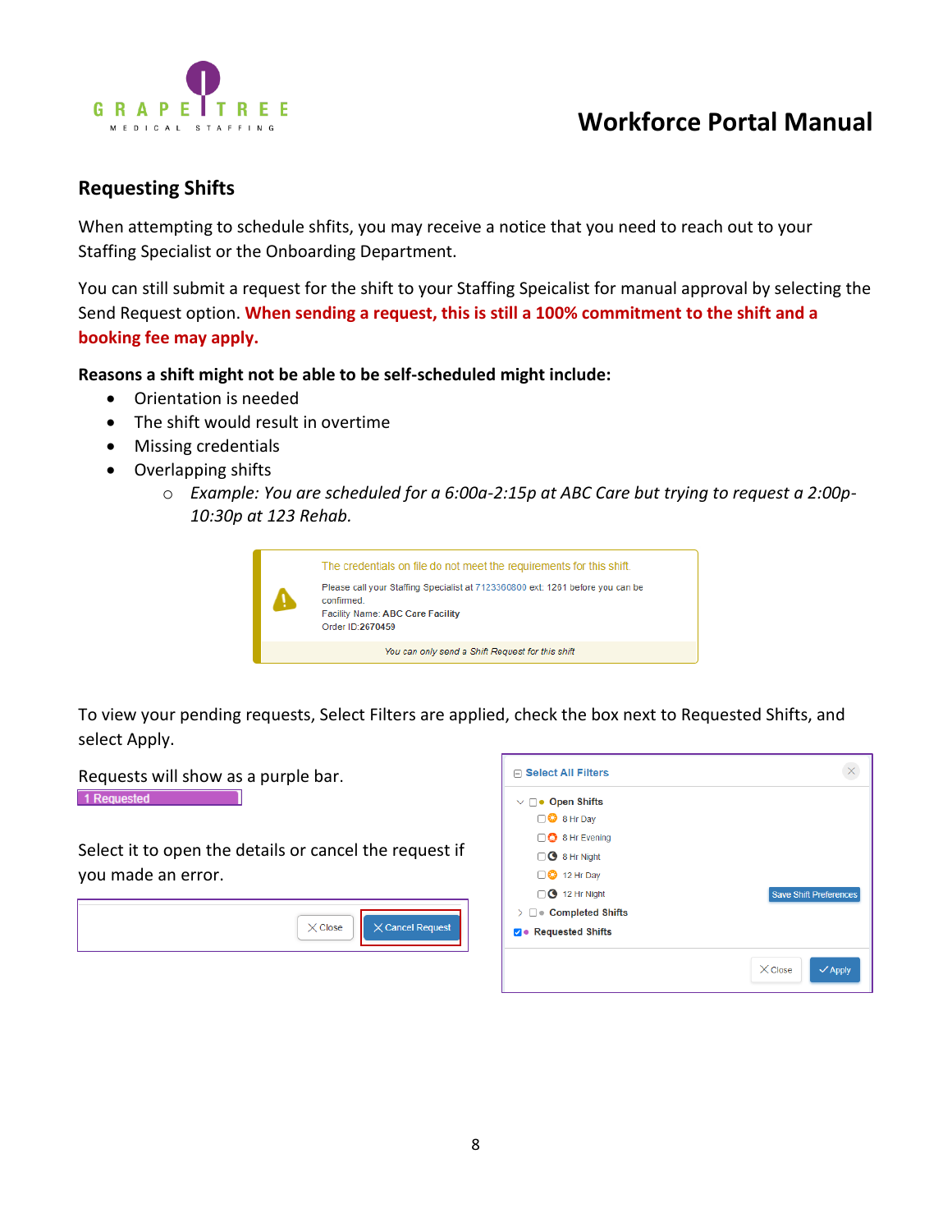# Workforce Portal Manual

## Requesting Shifts

When attempting to schedule shfits, you may receive a notice that you need to reach out to your Staffing Specialist or the Onboarding Department.

You can still submit a request for the shift to your Staffing Speicalist for manual approval by selecting the Send Request option. **When sending a request, this is still a 100% commitment to the shift and a booking fee may apply.**

**Reasons a shift might not be able to be self-scheduled might include:**

- Orientation is needed
- The shift would result in overtime
- Missing credentials
- Overlapping shifts
  - *Example: You are scheduled for a 6:00a-2:15p at ABC Care but trying to request a 2:00p-10:30p at 123 Rehab.*

The credentials on file do not meet the requirements for this shift.

Please call your Staffing Specialist at 7123360800 ext: 1261 before you can be confirmed.
Facility Name: ABC Care Facility
Order ID:2670459

*You can only send a Shift Request for this shift*

To view your pending requests, Select Filters are applied, check the box next to Requested Shifts, and select Apply.

Requests will show as a purple bar.

1 Requested

Select it to open the details or cancel the request if you made an error.

Close | Cancel Request

Select All Filters

- Open Shifts
  - 8 Hr Day
  - 8 Hr Evening
  - 8 Hr Night
  - 12 Hr Day
  - 12 Hr Night
- Completed Shifts
- Requested Shifts

Save Shift Preferences

Close | Apply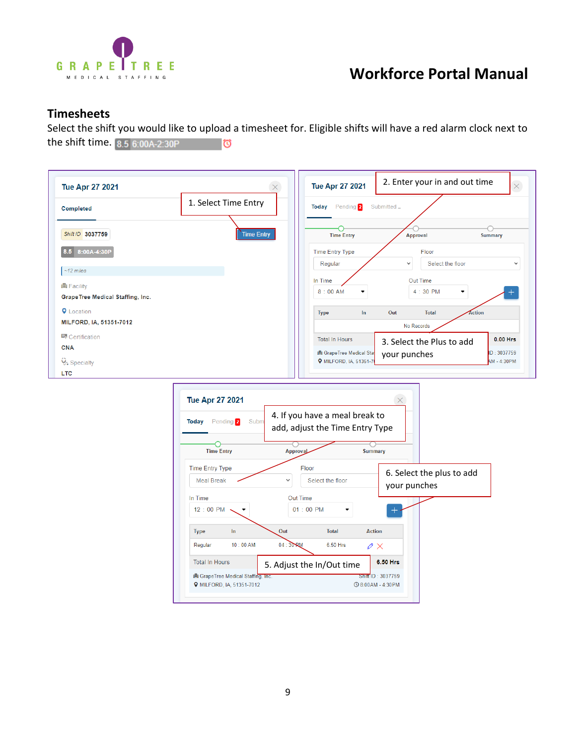## Timesheets

Select the shift you would like to upload a timesheet for. Eligible shifts will have a red alarm clock next to the shift time. 8.5 6:00A-2:30P

**Tue Apr 27 2021**

Completed

1. Select Time Entry

Shift ID 3037759

Time Entry

8.5 8:00A-4:30P

~12 miles

Facility

GrapeTree Medical Staffing, Inc.

Location

MILFORD, IA, 51351-7012

Certification

CNA

Specialty

LTC

**Tue Apr 27 2021**

2. Enter your in and out time

Today Pending 2 Submitted

Time Entry Approval Summary

Time Entry Type: Regular

Floor: Select the floor

In Time: 8 : 00 AM

Out Time: 4 : 30 PM

| Type | In | Out | Total | Action |
|---|---|---|---|---|
| No Records | | | | |

Total In Hours 0.00 Hrs

3. Select the Plus to add your punches

GrapeTree Medical Sta...

MILFORD, IA, 51351-7...

ID : 3037759

AM - 4:30PM

**Tue Apr 27 2021**

Today Pending 2 Subm...

4. If you have a meal break to add, adjust the Time Entry Type

Time Entry Approval Summary

Time Entry Type: Meal Break

Floor: Select the floor

6. Select the plus to add your punches

In Time: 12 : 00 PM

Out Time: 01 : 00 PM

| Type | In | Out | Total | Action |
|---|---|---|---|---|
| Regular | 10 : 00 AM | 04 : 30 PM | 6.50 Hrs | |

Total In Hours 6.50 Hrs

5. Adjust the In/Out time

GrapeTree Medical Staffing, Inc.

MILFORD, IA, 51351-7012

Shift ID : 3037759

8:00AM - 4:30PM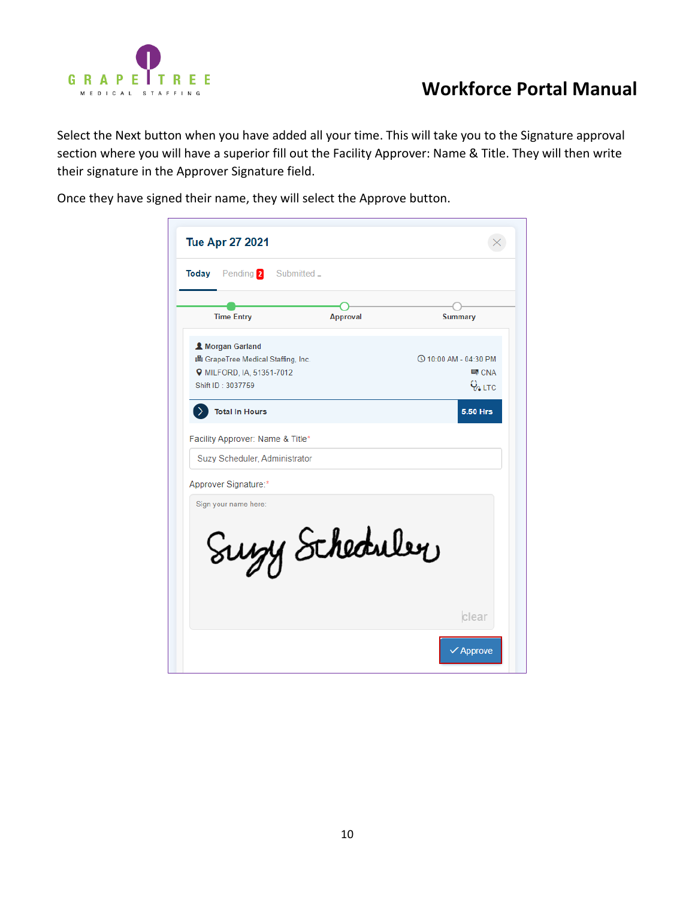Select the Next button when you have added all your time. This will take you to the Signature approval section where you will have a superior fill out the Facility Approver: Name & Title. They will then write their signature in the Approver Signature field.

Once they have signed their name, they will select the Approve button.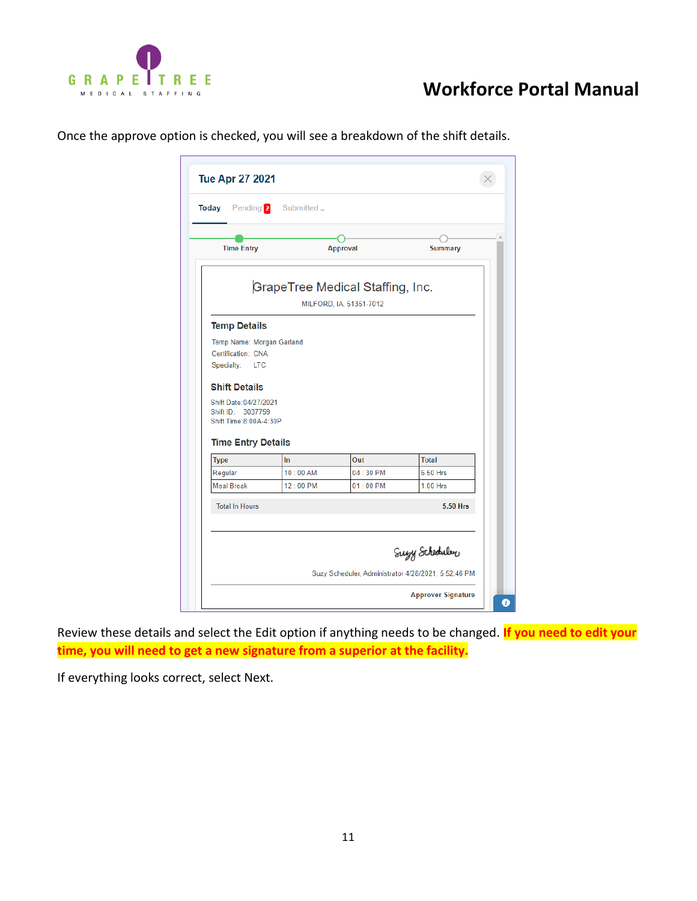Once the approve option is checked, you will see a breakdown of the shift details.

Tue Apr 27 2021

Today Pending 2 Submitted

Time Entry Approval Summary

GrapeTree Medical Staffing, Inc.

MILFORD, IA, 51351-7012

**Temp Details**

Temp Name: Morgan Garland
Certification: CNA
Specialty: LTC

**Shift Details**

Shift Date: 04/27/2021
Shift ID: 3037759
Shift Time: 8:00A-4:30P

**Time Entry Details**

| Type | In | Out | Total |
|---|---|---|---|
| Regular | 10 : 00 AM | 04 : 30 PM | 6.50 Hrs |
| Meal Break | 12 : 00 PM | 01 : 00 PM | 1.00 Hrs |

Total In Hours 5.50 Hrs

Suzy Scheduler, Administrator 4/28/2021, 5:52:46 PM

Approver Signature

Review these details and select the Edit option if anything needs to be changed. **If you need to edit your time, you will need to get a new signature from a superior at the facility.**

If everything looks correct, select Next.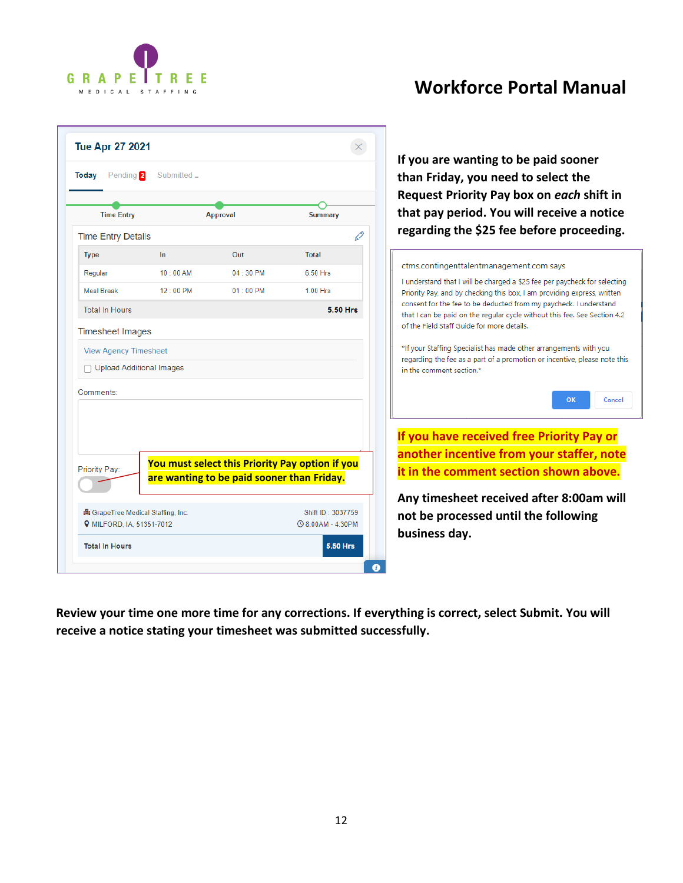If you are wanting to be paid sooner than Friday, you need to select the Request Priority Pay box on ***each*** shift in that pay period. You will receive a notice regarding the $25 fee before proceeding.

**Tue Apr 27 2021**

Today | Pending 2 | Submitted

Time Entry — Approval — Summary

**Time Entry Details**

| Type | In | Out | Total |
|---|---|---|---|
| Regular | 10 : 00 AM | 04 : 30 PM | 6.50 Hrs |
| Meal Break | 12 : 00 PM | 01 : 00 PM | 1.00 Hrs |
| Total In Hours | | | 5.50 Hrs |

Timesheet Images

View Agency Timesheet

Upload Additional Images

Comments:

Priority Pay:

**You must select this Priority Pay option if you are wanting to be paid sooner than Friday.**

GrapeTree Medical Staffing, Inc. — Shift ID : 3037759

MILFORD, IA, 51351-7012 — 8:00AM - 4:30PM

Total In Hours — 5.50 Hrs

ctms.contingenttalentmanagement.com says

I understand that I will be charged a $25 fee per paycheck for selecting Priority Pay, and by checking this box, I am providing express, written consent for the fee to be deducted from my paycheck. I understand that I can be paid on the regular cycle without this fee. See Section 4.2 of the Field Staff Guide for more details.

*If your Staffing Specialist has made other arrangements with you regarding the fee as a part of a promotion or incentive, please note this in the comment section.*

OK | Cancel

**If you have received free Priority Pay or another incentive from your staffer, note it in the comment section shown above.**

**Any timesheet received after 8:00am will not be processed until the following business day.**

**Review your time one more time for any corrections. If everything is correct, select Submit. You will receive a notice stating your timesheet was submitted successfully.**